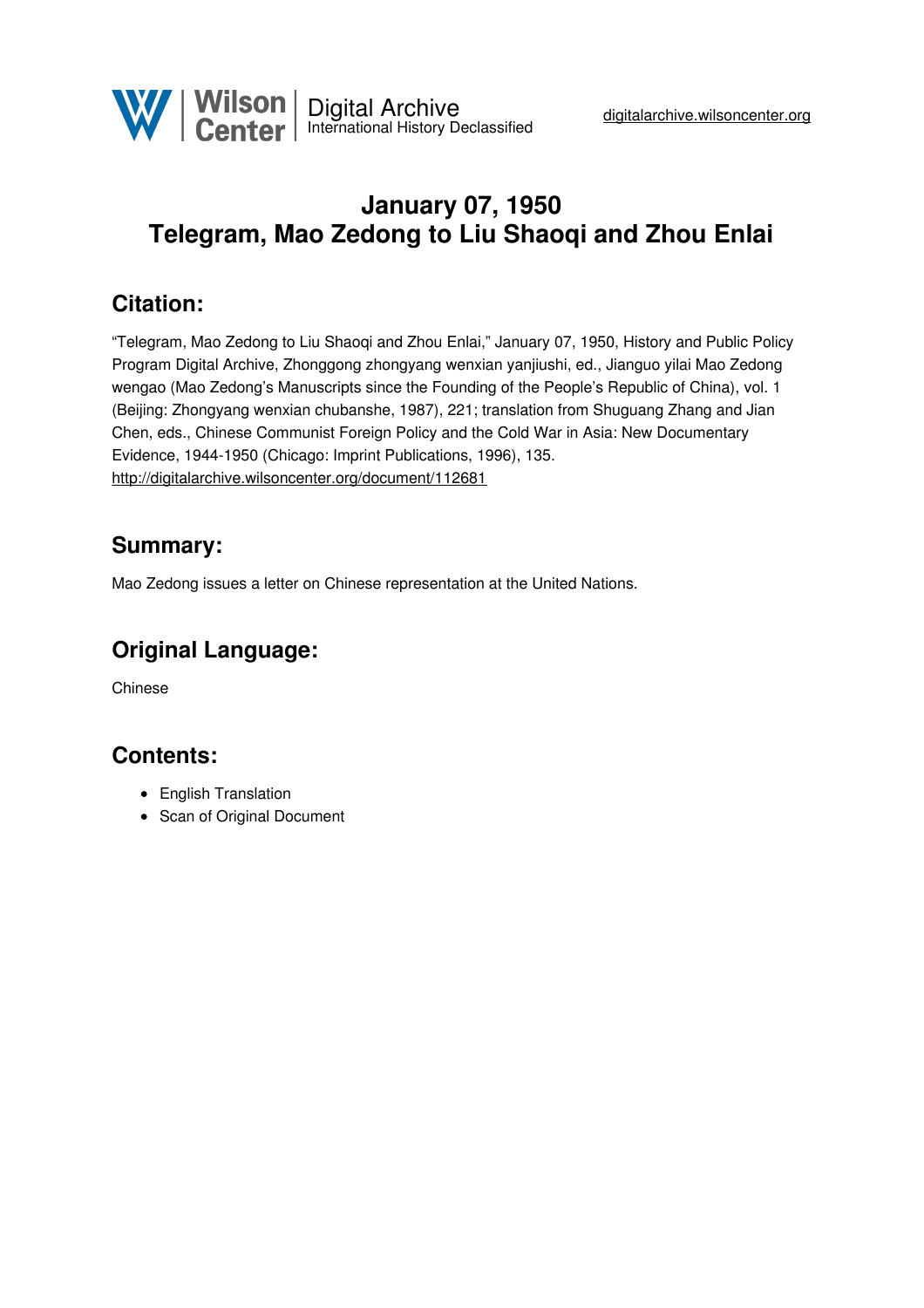# January 07, 1950
# Telegram, Mao Zedong to Liu Shaoqi and Zhou Enlai

## Citation:

"Telegram, Mao Zedong to Liu Shaoqi and Zhou Enlai," January 07, 1950, History and Public Policy Program Digital Archive, Zhonggong zhongyang wenxian yanjiushi, ed., Jianguo yilai Mao Zedong wengao (Mao Zedong's Manuscripts since the Founding of the People's Republic of China), vol. 1 (Beijing: Zhongyang wenxian chubanshe, 1987), 221; translation from Shuguang Zhang and Jian Chen, eds., Chinese Communist Foreign Policy and the Cold War in Asia: New Documentary Evidence, 1944-1950 (Chicago: Imprint Publications, 1996), 135.
http://digitalarchive.wilsoncenter.org/document/112681

## Summary:

Mao Zedong issues a letter on Chinese representation at the United Nations.

## Original Language:

Chinese

## Contents:

- English Translation
- Scan of Original Document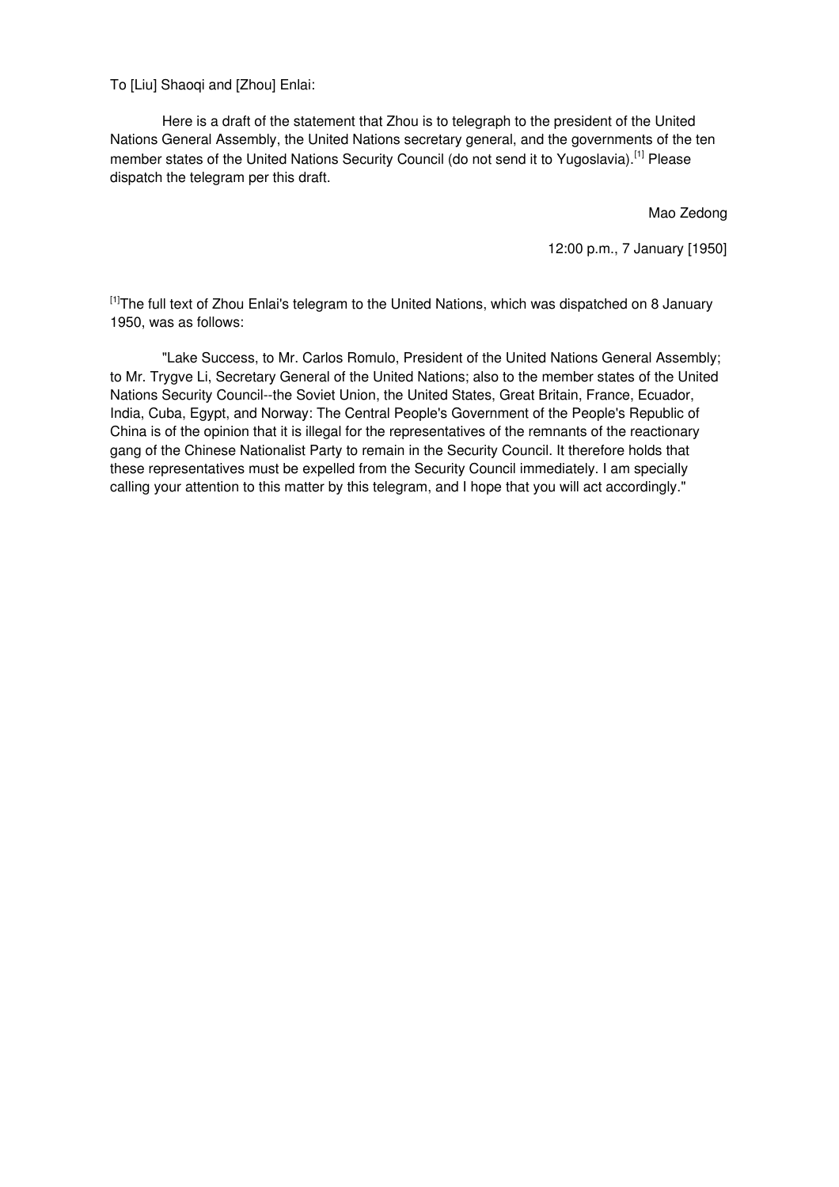To [Liu] Shaoqi and [Zhou] Enlai:

Here is a draft of the statement that Zhou is to telegraph to the president of the United Nations General Assembly, the United Nations secretary general, and the governments of the ten member states of the United Nations Security Council (do not send it to Yugoslavia).[1] Please dispatch the telegram per this draft.

Mao Zedong

12:00 p.m., 7 January [1950]

[1]The full text of Zhou Enlai's telegram to the United Nations, which was dispatched on 8 January 1950, was as follows:

"Lake Success, to Mr. Carlos Romulo, President of the United Nations General Assembly; to Mr. Trygve Li, Secretary General of the United Nations; also to the member states of the United Nations Security Council--the Soviet Union, the United States, Great Britain, France, Ecuador, India, Cuba, Egypt, and Norway: The Central People's Government of the People's Republic of China is of the opinion that it is illegal for the representatives of the remnants of the reactionary gang of the Chinese Nationalist Party to remain in the Security Council. It therefore holds that these representatives must be expelled from the Security Council immediately. I am specially calling your attention to this matter by this telegram, and I hope that you will act accordingly."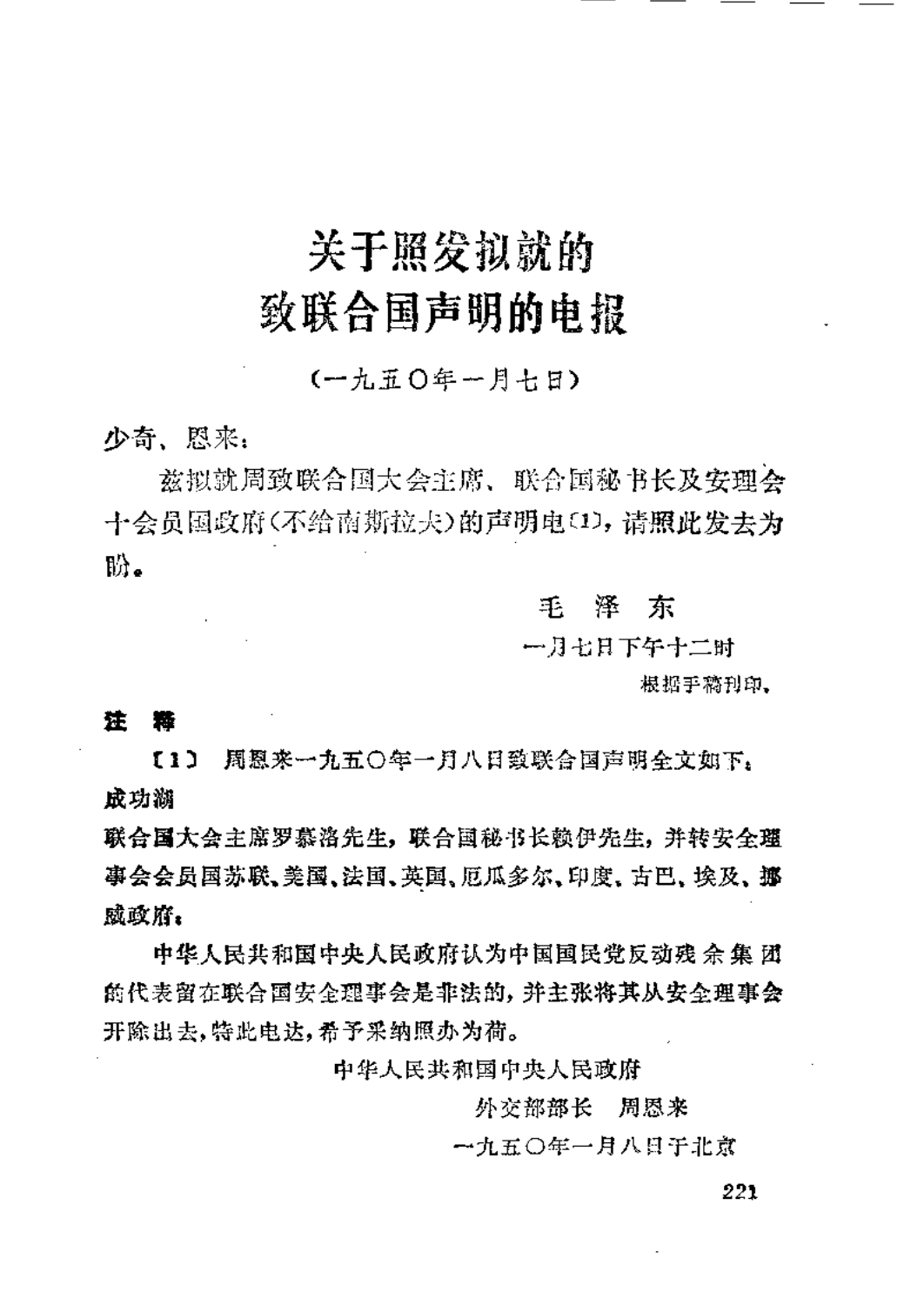# 关于照发拟就的致联合国声明的电报

（一九五〇年一月七日）

少奇、恩来：

兹拟就周致联合国大会主席、联合国秘书长及安理会十会员国政府（不给南斯拉夫）的声明电[1]，请照此发去为盼。

毛　泽　东

一月七日下午十二时

根据手稿刊印。

**注　释**

〔1〕　周恩来一九五〇年一月八日致联合国声明全文如下：

**成功湖**

**联合国大会主席罗慕洛先生，联合国秘书长赖伊先生，并转安全理事会会员国苏联、美国、法国、英国、厄瓜多尔、印度、古巴、埃及、挪威政府：**

**中华人民共和国中央人民政府认为中国国民党反动残余集团的代表留在联合国安全理事会是非法的，并主张将其从安全理事会开除出去，特此电达，希予采纳照办为荷。**

**中华人民共和国中央人民政府**

**外交部部长　周恩来**

**一九五〇年一月八日于北京**